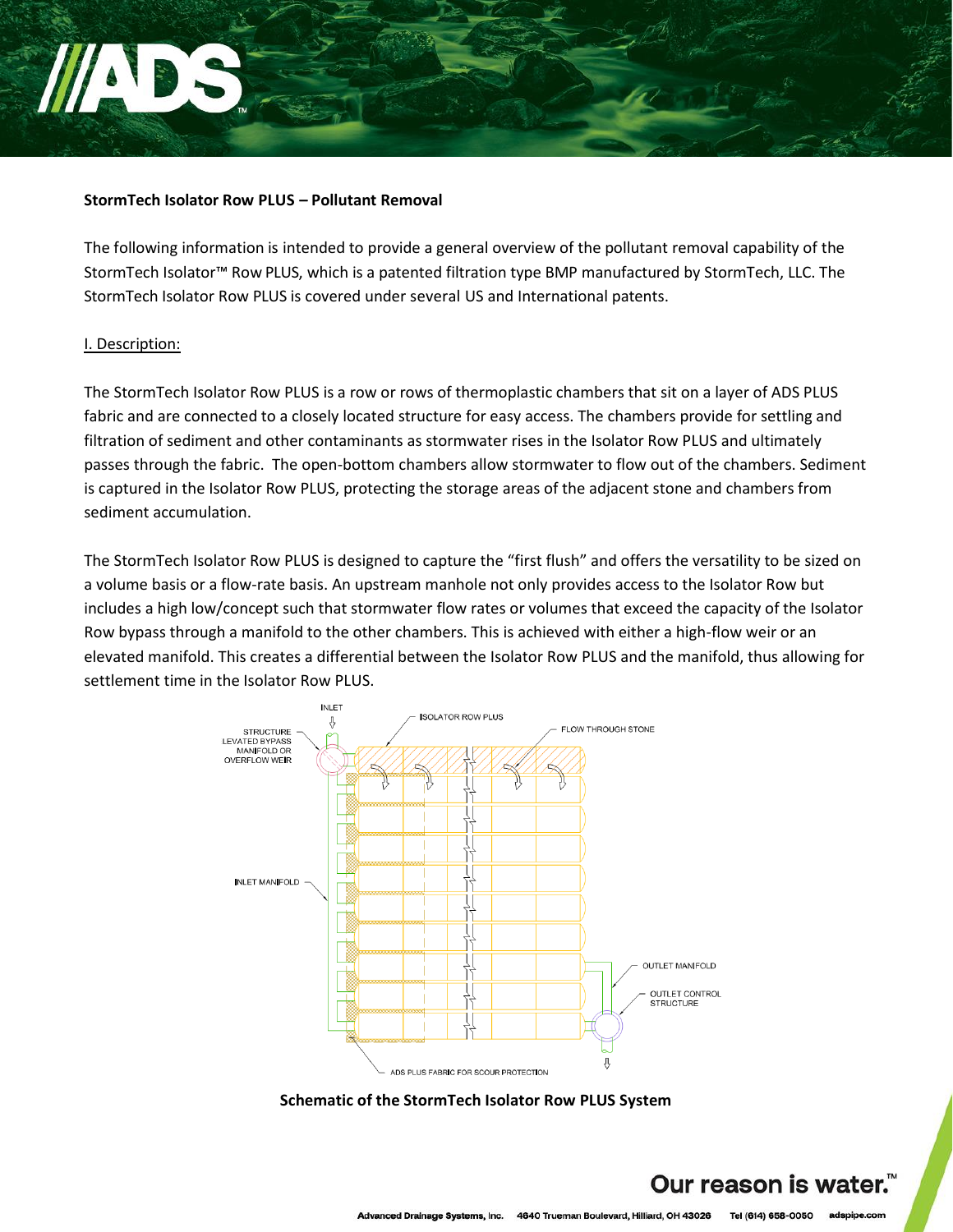**StormTech Isolator Row PLUS – Pollutant Removal**

The following information is intended to provide a general overview of the pollutant removal capability of the StormTech Isolator™ Row PLUS, which is a patented filtration type BMP manufactured by StormTech, LLC. The StormTech Isolator Row PLUS is covered under several US and International patents.

I. Description:

The StormTech Isolator Row PLUS is a row or rows of thermoplastic chambers that sit on a layer of ADS PLUS fabric and are connected to a closely located structure for easy access. The chambers provide for settling and filtration of sediment and other contaminants as stormwater rises in the Isolator Row PLUS and ultimately passes through the fabric. The open-bottom chambers allow stormwater to flow out of the chambers. Sediment is captured in the Isolator Row PLUS, protecting the storage areas of the adjacent stone and chambers from sediment accumulation.

The StormTech Isolator Row PLUS is designed to capture the "first flush" and offers the versatility to be sized on a volume basis or a flow-rate basis. An upstream manhole not only provides access to the Isolator Row but includes a high low/concept such that stormwater flow rates or volumes that exceed the capacity of the Isolator Row bypass through a manifold to the other chambers. This is achieved with either a high-flow weir or an elevated manifold. This creates a differential between the Isolator Row PLUS and the manifold, thus allowing for settlement time in the Isolator Row PLUS.

**Schematic of the StormTech Isolator Row PLUS System**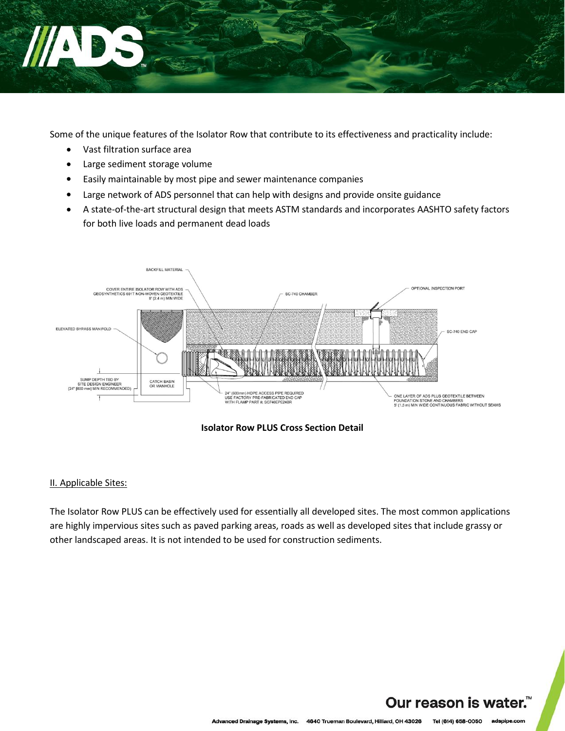Some of the unique features of the Isolator Row that contribute to its effectiveness and practicality include:

- Vast filtration surface area
- Large sediment storage volume
- Easily maintainable by most pipe and sewer maintenance companies
- Large network of ADS personnel that can help with designs and provide onsite guidance
- A state-of-the-art structural design that meets ASTM standards and incorporates AASHTO safety factors for both live loads and permanent dead loads

BACKFILL MATERIAL

COVER ENTIRE ISOLATOR ROW WITH ADS GEOSYNTHETICS 601T NON-WOVEN GEOTEXTILE 8' (2.4 m) MIN WIDE

SC-740 CHAMBER

OPTIONAL INSPECTION PORT

ELEVATED BYPASS MANIFOLD

SC-740 END CAP

SUMP DEPTH TBD BY SITE DESIGN ENGINEER (24" [600 mm] MIN RECOMMENDED)

CATCH BASIN OR MANHOLE

24" (600mm) HDPE ACCESS PIPE REQUIRED USE FACTORY PRE-FABRICATED END CAP WITH FLAMP PART #: SC740EPE24BR

ONE LAYER OF ADS PLUS GEOTEXTILE BETWEEN FOUNDATION STONE AND CHAMBERS 5' (1.5 m) MIN WIDE CONTINUOUS FABRIC WITHOUT SEAMS

**Isolator Row PLUS Cross Section Detail**

## II. Applicable Sites:

The Isolator Row PLUS can be effectively used for essentially all developed sites. The most common applications are highly impervious sites such as paved parking areas, roads as well as developed sites that include grassy or other landscaped areas. It is not intended to be used for construction sediments.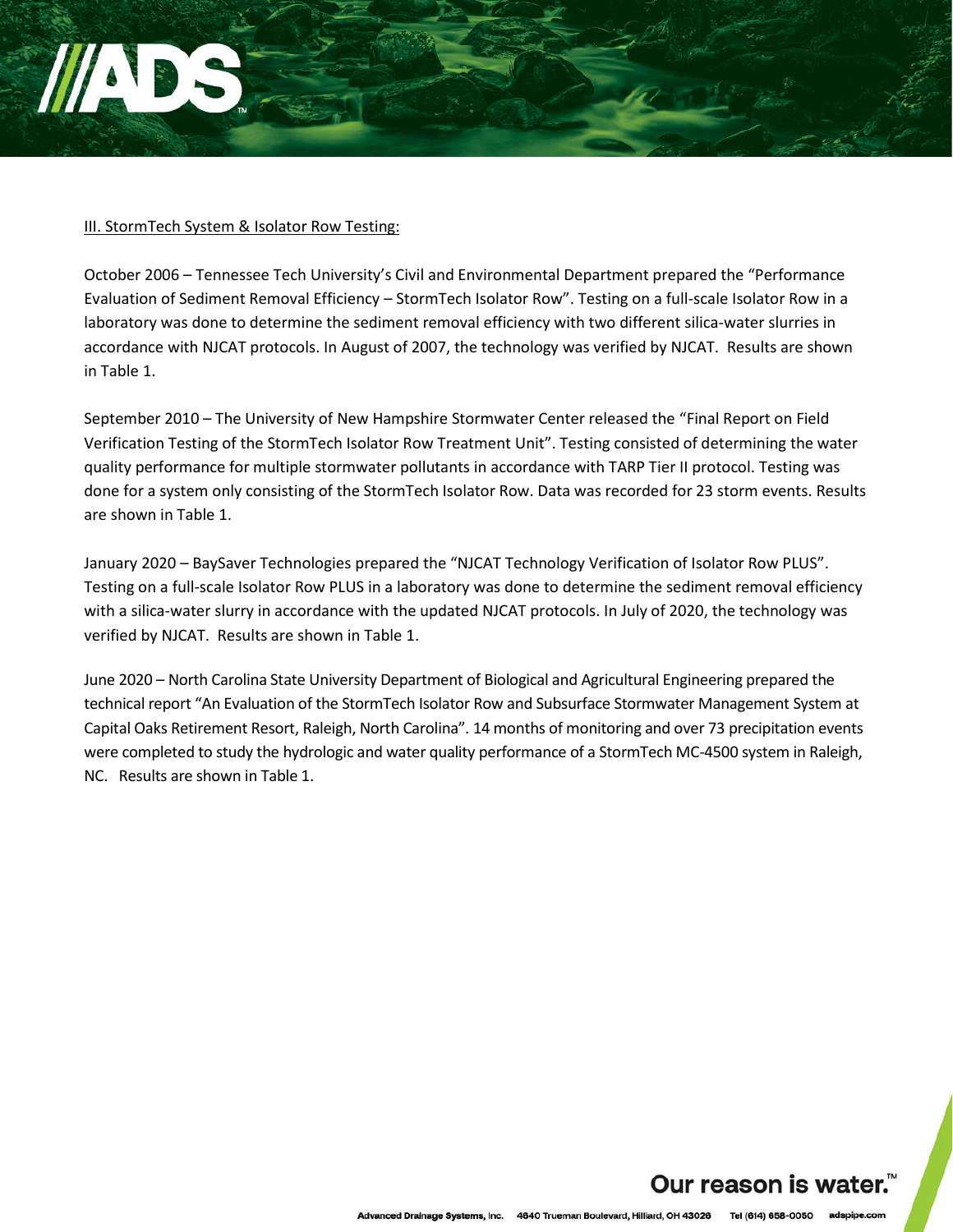III. StormTech System & Isolator Row Testing:

October 2006 – Tennessee Tech University's Civil and Environmental Department prepared the "Performance Evaluation of Sediment Removal Efficiency – StormTech Isolator Row". Testing on a full-scale Isolator Row in a laboratory was done to determine the sediment removal efficiency with two different silica-water slurries in accordance with NJCAT protocols. In August of 2007, the technology was verified by NJCAT. Results are shown in Table 1.

September 2010 – The University of New Hampshire Stormwater Center released the "Final Report on Field Verification Testing of the StormTech Isolator Row Treatment Unit". Testing consisted of determining the water quality performance for multiple stormwater pollutants in accordance with TARP Tier II protocol. Testing was done for a system only consisting of the StormTech Isolator Row. Data was recorded for 23 storm events. Results are shown in Table 1.

January 2020 – BaySaver Technologies prepared the "NJCAT Technology Verification of Isolator Row PLUS". Testing on a full-scale Isolator Row PLUS in a laboratory was done to determine the sediment removal efficiency with a silica-water slurry in accordance with the updated NJCAT protocols. In July of 2020, the technology was verified by NJCAT. Results are shown in Table 1.

June 2020 – North Carolina State University Department of Biological and Agricultural Engineering prepared the technical report "An Evaluation of the StormTech Isolator Row and Subsurface Stormwater Management System at Capital Oaks Retirement Resort, Raleigh, North Carolina". 14 months of monitoring and over 73 precipitation events were completed to study the hydrologic and water quality performance of a StormTech MC-4500 system in Raleigh, NC. Results are shown in Table 1.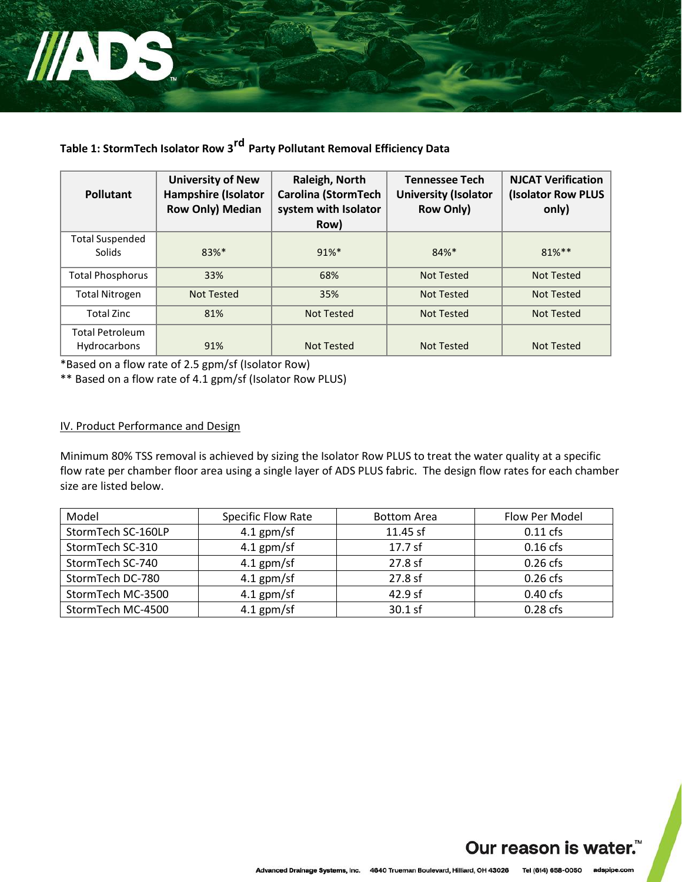**Table 1: StormTech Isolator Row 3rd Party Pollutant Removal Efficiency Data**

| Pollutant | University of New Hampshire (Isolator Row Only) Median | Raleigh, North Carolina (StormTech system with Isolator Row) | Tennessee Tech University (Isolator Row Only) | NJCAT Verification (Isolator Row PLUS only) |
|---|---|---|---|---|
| Total Suspended Solids | 83%* | 91%* | 84%* | 81%** |
| Total Phosphorus | 33% | 68% | Not Tested | Not Tested |
| Total Nitrogen | Not Tested | 35% | Not Tested | Not Tested |
| Total Zinc | 81% | Not Tested | Not Tested | Not Tested |
| Total Petroleum Hydrocarbons | 91% | Not Tested | Not Tested | Not Tested |

*Based on a flow rate of 2.5 gpm/sf (Isolator Row)

** Based on a flow rate of 4.1 gpm/sf (Isolator Row PLUS)

## IV. Product Performance and Design

Minimum 80% TSS removal is achieved by sizing the Isolator Row PLUS to treat the water quality at a specific flow rate per chamber floor area using a single layer of ADS PLUS fabric. The design flow rates for each chamber size are listed below.

| Model | Specific Flow Rate | Bottom Area | Flow Per Model |
|---|---|---|---|
| StormTech SC-160LP | 4.1 gpm/sf | 11.45 sf | 0.11 cfs |
| StormTech SC-310 | 4.1 gpm/sf | 17.7 sf | 0.16 cfs |
| StormTech SC-740 | 4.1 gpm/sf | 27.8 sf | 0.26 cfs |
| StormTech DC-780 | 4.1 gpm/sf | 27.8 sf | 0.26 cfs |
| StormTech MC-3500 | 4.1 gpm/sf | 42.9 sf | 0.40 cfs |
| StormTech MC-4500 | 4.1 gpm/sf | 30.1 sf | 0.28 cfs |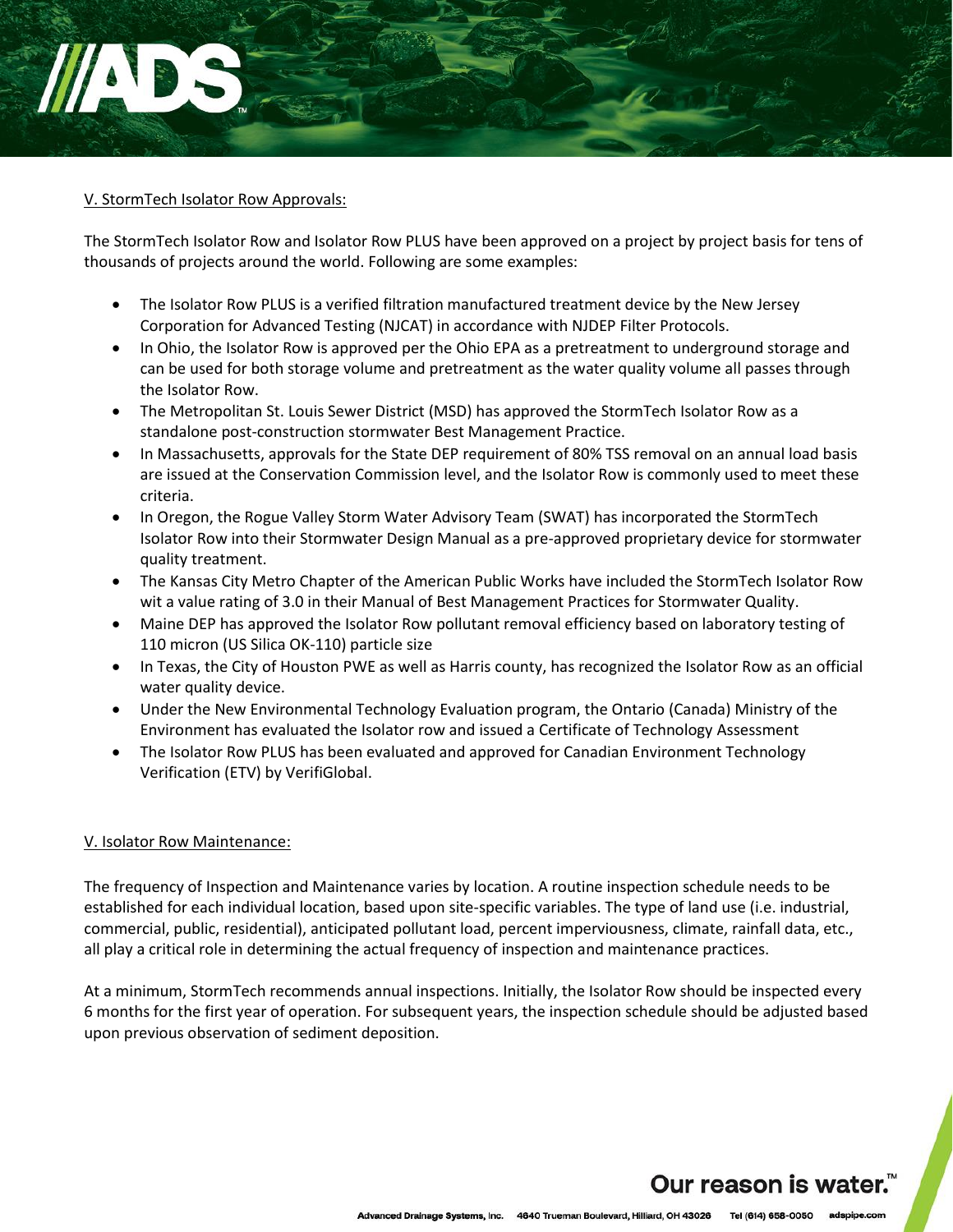## V. StormTech Isolator Row Approvals:

The StormTech Isolator Row and Isolator Row PLUS have been approved on a project by project basis for tens of thousands of projects around the world. Following are some examples:

- The Isolator Row PLUS is a verified filtration manufactured treatment device by the New Jersey Corporation for Advanced Testing (NJCAT) in accordance with NJDEP Filter Protocols.
- In Ohio, the Isolator Row is approved per the Ohio EPA as a pretreatment to underground storage and can be used for both storage volume and pretreatment as the water quality volume all passes through the Isolator Row.
- The Metropolitan St. Louis Sewer District (MSD) has approved the StormTech Isolator Row as a standalone post-construction stormwater Best Management Practice.
- In Massachusetts, approvals for the State DEP requirement of 80% TSS removal on an annual load basis are issued at the Conservation Commission level, and the Isolator Row is commonly used to meet these criteria.
- In Oregon, the Rogue Valley Storm Water Advisory Team (SWAT) has incorporated the StormTech Isolator Row into their Stormwater Design Manual as a pre-approved proprietary device for stormwater quality treatment.
- The Kansas City Metro Chapter of the American Public Works have included the StormTech Isolator Row wit a value rating of 3.0 in their Manual of Best Management Practices for Stormwater Quality.
- Maine DEP has approved the Isolator Row pollutant removal efficiency based on laboratory testing of 110 micron (US Silica OK-110) particle size
- In Texas, the City of Houston PWE as well as Harris county, has recognized the Isolator Row as an official water quality device.
- Under the New Environmental Technology Evaluation program, the Ontario (Canada) Ministry of the Environment has evaluated the Isolator row and issued a Certificate of Technology Assessment
- The Isolator Row PLUS has been evaluated and approved for Canadian Environment Technology Verification (ETV) by VerifiGlobal.

## V. Isolator Row Maintenance:

The frequency of Inspection and Maintenance varies by location. A routine inspection schedule needs to be established for each individual location, based upon site-specific variables. The type of land use (i.e. industrial, commercial, public, residential), anticipated pollutant load, percent imperviousness, climate, rainfall data, etc., all play a critical role in determining the actual frequency of inspection and maintenance practices.

At a minimum, StormTech recommends annual inspections. Initially, the Isolator Row should be inspected every 6 months for the first year of operation. For subsequent years, the inspection schedule should be adjusted based upon previous observation of sediment deposition.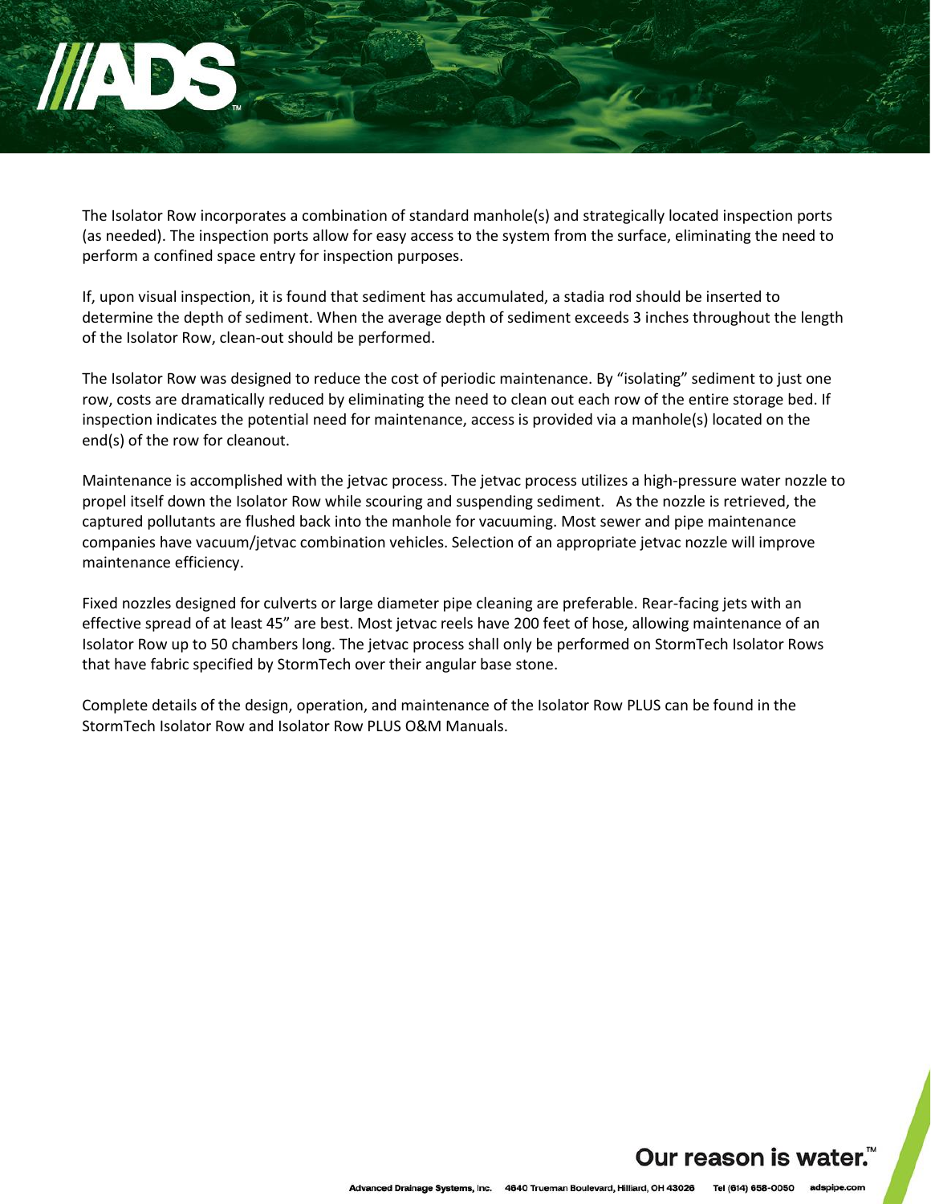The Isolator Row incorporates a combination of standard manhole(s) and strategically located inspection ports (as needed). The inspection ports allow for easy access to the system from the surface, eliminating the need to perform a confined space entry for inspection purposes.

If, upon visual inspection, it is found that sediment has accumulated, a stadia rod should be inserted to determine the depth of sediment. When the average depth of sediment exceeds 3 inches throughout the length of the Isolator Row, clean-out should be performed.

The Isolator Row was designed to reduce the cost of periodic maintenance. By "isolating" sediment to just one row, costs are dramatically reduced by eliminating the need to clean out each row of the entire storage bed. If inspection indicates the potential need for maintenance, access is provided via a manhole(s) located on the end(s) of the row for cleanout.

Maintenance is accomplished with the jetvac process. The jetvac process utilizes a high-pressure water nozzle to propel itself down the Isolator Row while scouring and suspending sediment. As the nozzle is retrieved, the captured pollutants are flushed back into the manhole for vacuuming. Most sewer and pipe maintenance companies have vacuum/jetvac combination vehicles. Selection of an appropriate jetvac nozzle will improve maintenance efficiency.

Fixed nozzles designed for culverts or large diameter pipe cleaning are preferable. Rear-facing jets with an effective spread of at least 45" are best. Most jetvac reels have 200 feet of hose, allowing maintenance of an Isolator Row up to 50 chambers long. The jetvac process shall only be performed on StormTech Isolator Rows that have fabric specified by StormTech over their angular base stone.

Complete details of the design, operation, and maintenance of the Isolator Row PLUS can be found in the StormTech Isolator Row and Isolator Row PLUS O&M Manuals.

Our reason is water.™

Advanced Drainage Systems, Inc. 4640 Trueman Boulevard, Hilliard, OH 43026 Tel (614) 658-0050 adspipe.com